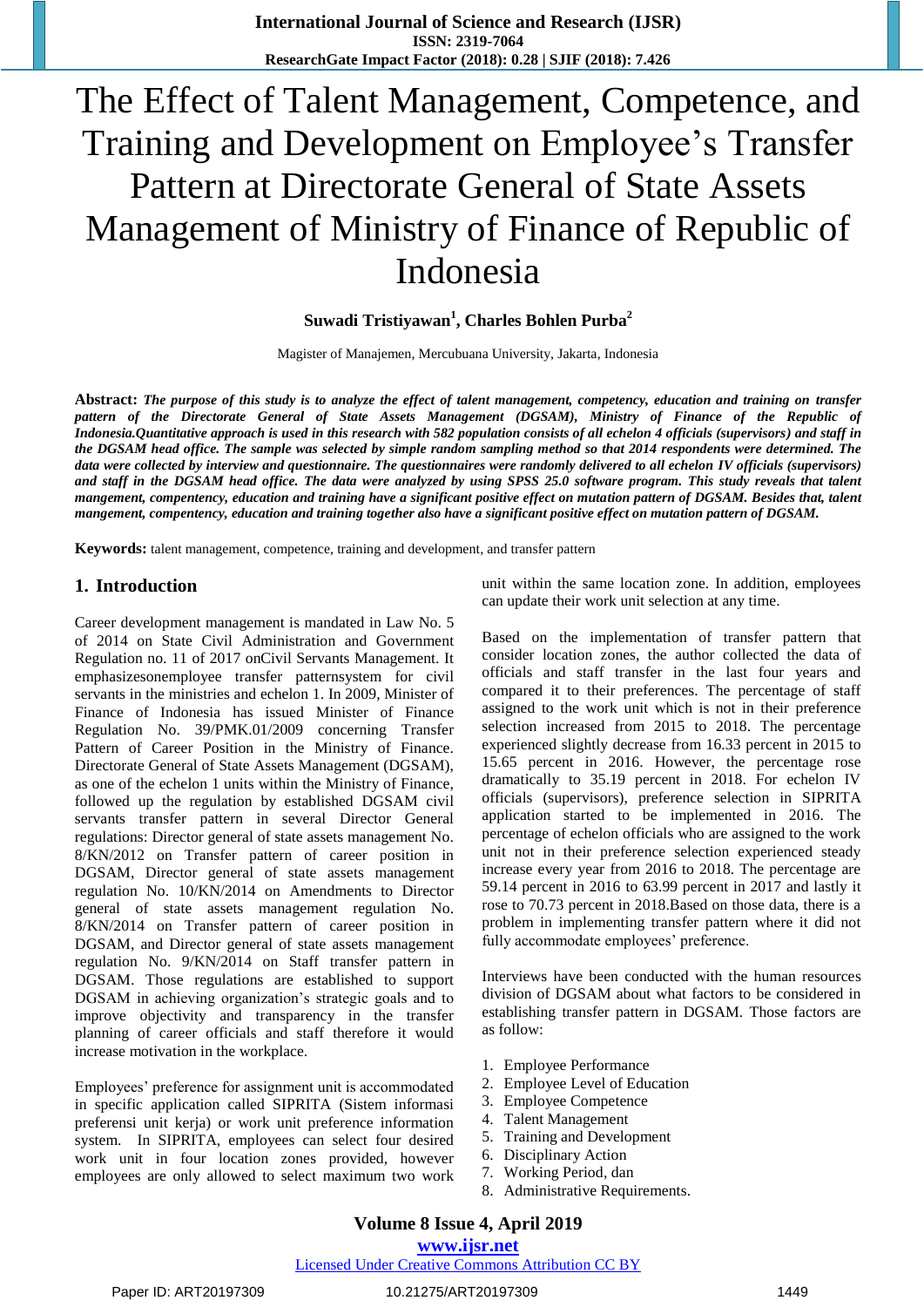# The Effect of Talent Management, Competence, and Training and Development on Employee's Transfer Pattern at Directorate General of State Assets Management of Ministry of Finance of Republic of Indonesia

**Suwadi Tristiyawan[1], Charles Bohlen Purba[2]**

Magister of Manajemen, Mercubuana University, Jakarta, Indonesia

**Abstract:** ***The purpose of this study is to analyze the effect of talent management, competency, education and training on transfer pattern of the Directorate General of State Assets Management (DGSAM), Ministry of Finance of the Republic of Indonesia.Quantitative approach is used in this research with 582 population consists of all echelon 4 officials (supervisors) and staff in the DGSAM head office. The sample was selected by simple random sampling method so that 2014 respondents were determined. The data were collected by interview and questionnaire. The questionnaires were randomly delivered to all echelon IV officials (supervisors) and staff in the DGSAM head office. The data were analyzed by using SPSS 25.0 software program. This study reveals that talent mangement, competency, education and training have a significant positive effect on mutation pattern of DGSAM. Besides that, talent mangement, competency, education and training together also have a significant positive effect on mutation pattern of DGSAM.***

**Keywords:** talent management, competence, training and development, and transfer pattern

## 1. Introduction

Career development management is mandated in Law No. 5 of 2014 on State Civil Administration and Government Regulation no. 11 of 2017 onCivil Servants Management. It emphasizesonemployee transfer patternssystem for civil servants in the ministries and echelon 1. In 2009, Minister of Finance of Indonesia has issued Minister of Finance Regulation No. 39/PMK.01/2009 concerning Transfer Pattern of Career Position in the Ministry of Finance. Directorate General of State Assets Management (DGSAM), as one of the echelon 1 units within the Ministry of Finance, followed up the regulation by established DGSAM civil servants transfer pattern in several Director General regulations: Director general of state assets management No. 8/KN/2012 on Transfer pattern of career position in DGSAM, Director general of state assets management regulation No. 10/KN/2014 on Amendments to Director general of state assets management regulation No. 8/KN/2014 on Transfer pattern of career position in DGSAM, and Director general of state assets management regulation No. 9/KN/2014 on Staff transfer pattern in DGSAM. Those regulations are established to support DGSAM in achieving organization's strategic goals and to improve objectivity and transparency in the transfer planning of career officials and staff therefore it would increase motivation in the workplace.

Employees' preference for assignment unit is accommodated in specific application called SIPRITA (Sistem informasi preferensi unit kerja) or work unit preference information system. In SIPRITA, employees can select four desired work unit in four location zones provided, however employees are only allowed to select maximum two work unit within the same location zone. In addition, employees can update their work unit selection at any time.

Based on the implementation of transfer pattern that consider location zones, the author collected the data of officials and staff transfer in the last four years and compared it to their preferences. The percentage of staff assigned to the work unit which is not in their preference selection increased from 2015 to 2018. The percentage experienced slightly decrease from 16.33 percent in 2015 to 15.65 percent in 2016. However, the percentage rose dramatically to 35.19 percent in 2018. For echelon IV officials (supervisors), preference selection in SIPRITA application started to be implemented in 2016. The percentage of echelon officials who are assigned to the work unit not in their preference selection experienced steady increase every year from 2016 to 2018. The percentage are 59.14 percent in 2016 to 63.99 percent in 2017 and lastly it rose to 70.73 percent in 2018.Based on those data, there is a problem in implementing transfer pattern where it did not fully accommodate employees' preference.

Interviews have been conducted with the human resources division of DGSAM about what factors to be considered in establishing transfer pattern in DGSAM. Those factors are as follow:

1. Employee Performance
2. Employee Level of Education
3. Employee Competence
4. Talent Management
5. Training and Development
6. Disciplinary Action
7. Working Period, dan
8. Administrative Requirements.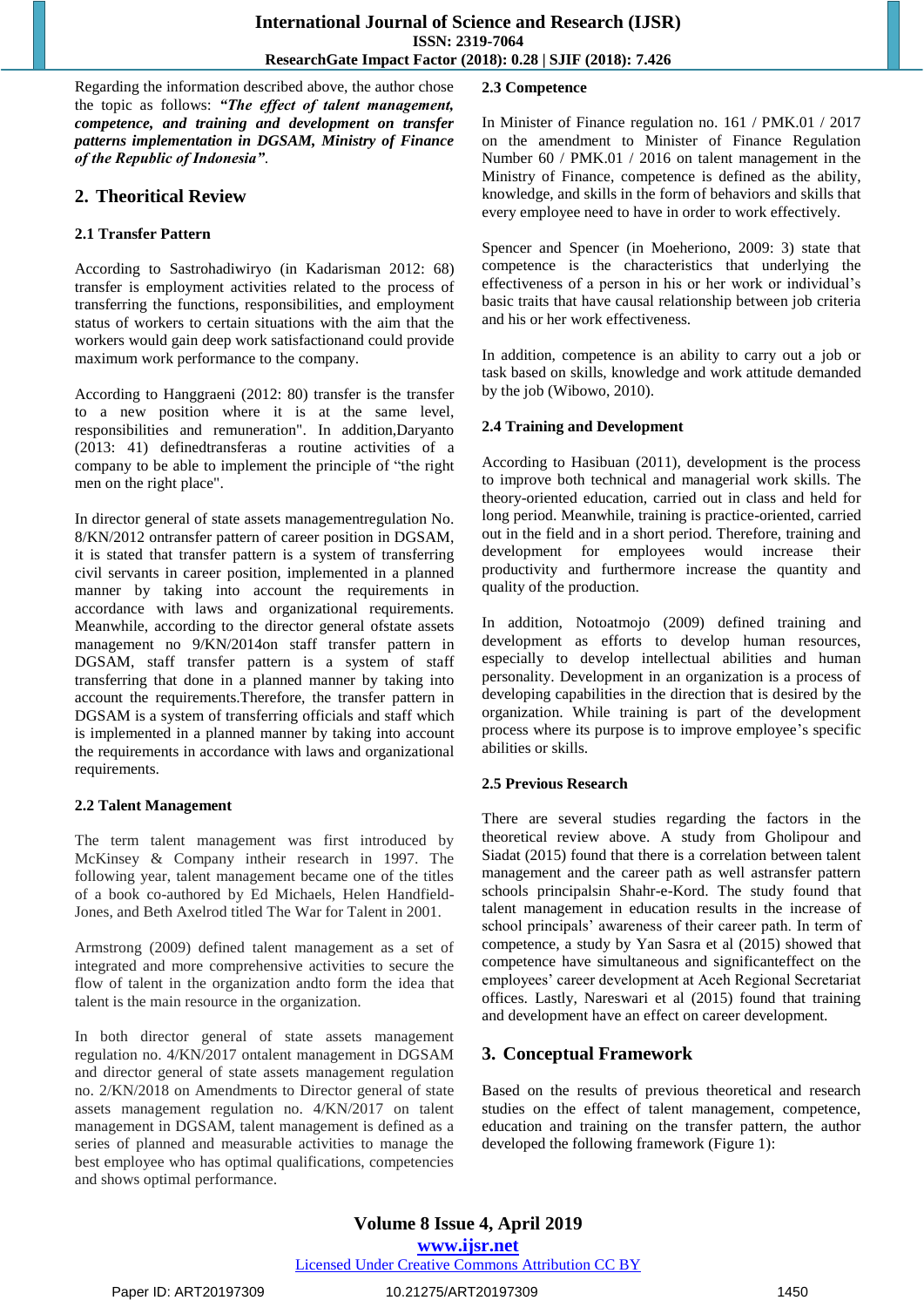Regarding the information described above, the author chose the topic as follows: ***"The effect of talent management, competence, and training and development on transfer patterns implementation in DGSAM, Ministry of Finance of the Republic of Indonesia"***.

## 2. Theoritical Review

### 2.1 Transfer Pattern

According to Sastrohadiwiryo (in Kadarisman 2012: 68) transfer is employment activities related to the process of transferring the functions, responsibilities, and employment status of workers to certain situations with the aim that the workers would gain deep work satisfactionand could provide maximum work performance to the company.

According to Hanggraeni (2012: 80) transfer is the transfer to a new position where it is at the same level, responsibilities and remuneration". In addition,Daryanto (2013: 41) definedtransferas a routine activities of a company to be able to implement the principle of "the right men on the right place".

In director general of state assets managementregulation No. 8/KN/2012 ontransfer pattern of career position in DGSAM, it is stated that transfer pattern is a system of transferring civil servants in career position, implemented in a planned manner by taking into account the requirements in accordance with laws and organizational requirements. Meanwhile, according to the director general ofstate assets management no 9/KN/2014on staff transfer pattern in DGSAM, staff transfer pattern is a system of staff transferring that done in a planned manner by taking into account the requirements.Therefore, the transfer pattern in DGSAM is a system of transferring officials and staff which is implemented in a planned manner by taking into account the requirements in accordance with laws and organizational requirements.

### 2.2 Talent Management

The term talent management was first introduced by McKinsey & Company intheir research in 1997. The following year, talent management became one of the titles of a book co-authored by Ed Michaels, Helen Handfield-Jones, and Beth Axelrod titled The War for Talent in 2001.

Armstrong (2009) defined talent management as a set of integrated and more comprehensive activities to secure the flow of talent in the organization andto form the idea that talent is the main resource in the organization.

In both director general of state assets management regulation no. 4/KN/2017 ontalent management in DGSAM and director general of state assets management regulation no. 2/KN/2018 on Amendments to Director general of state assets management regulation no. 4/KN/2017 on talent management in DGSAM, talent management is defined as a series of planned and measurable activities to manage the best employee who has optimal qualifications, competencies and shows optimal performance.

### 2.3 Competence

In Minister of Finance regulation no. 161 / PMK.01 / 2017 on the amendment to Minister of Finance Regulation Number 60 / PMK.01 / 2016 on talent management in the Ministry of Finance, competence is defined as the ability, knowledge, and skills in the form of behaviors and skills that every employee need to have in order to work effectively.

Spencer and Spencer (in Moeheriono, 2009: 3) state that competence is the characteristics that underlying the effectiveness of a person in his or her work or individual's basic traits that have causal relationship between job criteria and his or her work effectiveness.

In addition, competence is an ability to carry out a job or task based on skills, knowledge and work attitude demanded by the job (Wibowo, 2010).

### 2.4 Training and Development

According to Hasibuan (2011), development is the process to improve both technical and managerial work skills. The theory-oriented education, carried out in class and held for long period. Meanwhile, training is practice-oriented, carried out in the field and in a short period. Therefore, training and development for employees would increase their productivity and furthermore increase the quantity and quality of the production.

In addition, Notoatmojo (2009) defined training and development as efforts to develop human resources, especially to develop intellectual abilities and human personality. Development in an organization is a process of developing capabilities in the direction that is desired by the organization. While training is part of the development process where its purpose is to improve employee's specific abilities or skills.

### 2.5 Previous Research

There are several studies regarding the factors in the theoretical review above. A study from Gholipour and Siadat (2015) found that there is a correlation between talent management and the career path as well astransfer pattern schools principalsin Shahr-e-Kord. The study found that talent management in education results in the increase of school principals' awareness of their career path. In term of competence, a study by Yan Sasra et al (2015) showed that competence have simultaneous and significanteffect on the employees' career development at Aceh Regional Secretariat offices. Lastly, Nareswari et al (2015) found that training and development have an effect on career development.

## 3. Conceptual Framework

Based on the results of previous theoretical and research studies on the effect of talent management, competence, education and training on the transfer pattern, the author developed the following framework (Figure 1):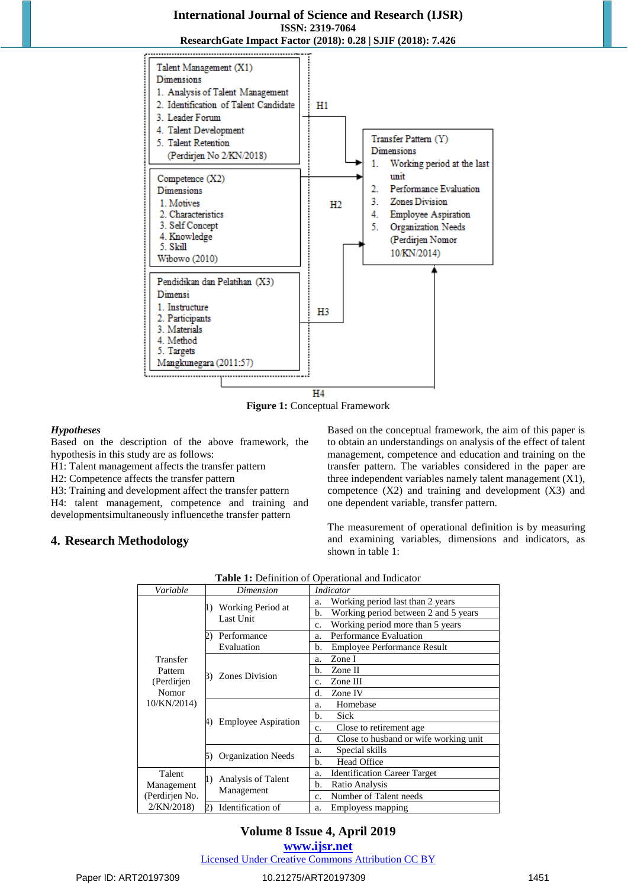Talent Management (X1) Dimensions
1. Analysis of Talent Management
2. Identification of Talent Candidate
3. Leader Forum
4. Talent Development
5. Talent Retention
(Perdirjen No 2/KN/2018)

Competence (X2) Dimensions
1. Motives
2. Characteristics
3. Self Concept
4. Knowledge
5. Skill
Wibowo (2010)

Pendidikan dan Pelatihan (X3) Dimensi
1. Instructure
2. Participants
3. Materials
4. Method
5. Targets
Mangkunegara (2011:57)

Transfer Pattern (Y) Dimensions
1. Working period at the last unit
2. Performance Evaluation
3. Zones Division
4. Employee Aspiration
5. Organization Needs
(Perdirjen Nomor 10/KN/2014)

H1, H2, H3, H4

**Figure 1:** Conceptual Framework

***Hypotheses***

Based on the description of the above framework, the hypothesis in this study are as follows:
H1: Talent management affects the transfer pattern
H2: Competence affects the transfer pattern
H3: Training and development affect the transfer pattern
H4: talent management, competence and training and developmentsimultaneously influencethe transfer pattern

## 4. Research Methodology

Based on the conceptual framework, the aim of this paper is to obtain an understandings on analysis of the effect of talent management, competence and education and training on the transfer pattern. The variables considered in the paper are three independent variables namely talent management (X1), competence (X2) and training and development (X3) and one dependent variable, transfer pattern.

The measurement of operational definition is by measuring and examining variables, dimensions and indicators, as shown in table 1:

**Table 1:** Definition of Operational and Indicator

| *Variable* | *Dimension* | *Indicator* |
|---|---|---|
| Transfer Pattern (Perdirjen Nomor 10/KN/2014) | 1) Working Period at Last Unit | a. Working period last than 2 years |
| | | b. Working period between 2 and 5 years |
| | | c. Working period more than 5 years |
| | 2) Performance Evaluation | a. Performance Evaluation |
| | | b. Employee Performance Result |
| | 3) Zones Division | a. Zone I |
| | | b. Zone II |
| | | c. Zone III |
| | | d. Zone IV |
| | 4) Employee Aspiration | a. Homebase |
| | | b. Sick |
| | | c. Close to retirement age |
| | | d. Close to husband or wife working unit |
| | 5) Organization Needs | a. Special skills |
| | | b. Head Office |
| Talent Management (Perdirjen No. 2/KN/2018) | 1) Analysis of Talent Management | a. Identification Career Target |
| | | b. Ratio Analysis |
| | | c. Number of Talent needs |
| | 2) Identification of | a. Employess mapping |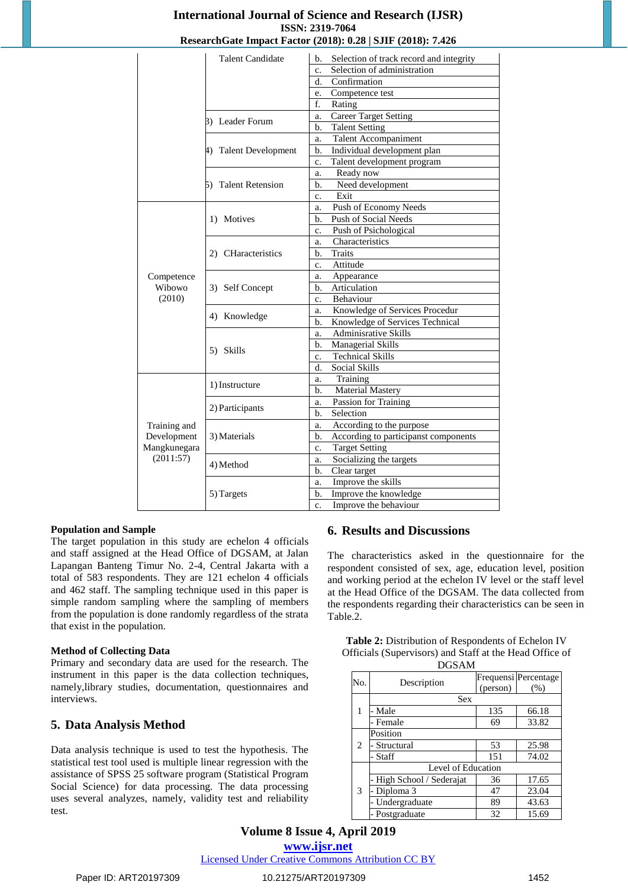| | | |
|---|---|---|
| | Talent Candidate | b. Selection of track record and integrity |
| | | c. Selection of administration |
| | | d. Confirmation |
| | | e. Competence test |
| | | f. Rating |
| | 3) Leader Forum | a. Career Target Setting |
| | | b. Talent Setting |
| | 4) Talent Development | a. Talent Accompaniment |
| | | b. Individual development plan |
| | | c. Talent development program |
| | 5) Talent Retension | a. Ready now |
| | | b. Need development |
| | | c. Exit |
| Competence Wibowo (2010) | 1) Motives | a. Push of Economy Needs |
| | | b. Push of Social Needs |
| | | c. Push of Psichological |
| | 2) CHaracteristics | a. Characteristics |
| | | b. Traits |
| | | c. Attitude |
| | 3) Self Concept | a. Appearance |
| | | b. Articulation |
| | | c. Behaviour |
| | 4) Knowledge | a. Knowledge of Services Procedur |
| | | b. Knowledge of Services Technical |
| | 5) Skills | a. Adminisrative Skills |
| | | b. Managerial Skills |
| | | c. Technical Skills |
| | | d. Social Skills |
| Training and Development Mangkunegara (2011:57) | 1) Instructure | a. Training |
| | | b. Material Mastery |
| | 2) Participants | a. Passion for Training |
| | | b. Selection |
| | 3) Materials | a. According to the purpose |
| | | b. According to participanst components |
| | | c. Target Setting |
| | 4) Method | a. Socializing the targets |
| | | b. Clear target |
| | 5) Targets | a. Improve the skills |
| | | b. Improve the knowledge |
| | | c. Improve the behaviour |

**Population and Sample**

The target population in this study are echelon 4 officials and staff assigned at the Head Office of DGSAM, at Jalan Lapangan Banteng Timur No. 2-4, Central Jakarta with a total of 583 respondents. They are 121 echelon 4 officials and 462 staff. The sampling technique used in this paper is simple random sampling where the sampling of members from the population is done randomly regardless of the strata that exist in the population.

**Method of Collecting Data**

Primary and secondary data are used for the research. The instrument in this paper is the data collection techniques, namely,library studies, documentation, questionnaires and interviews.

## 5. Data Analysis Method

Data analysis technique is used to test the hypothesis. The statistical test tool used is multiple linear regression with the assistance of SPSS 25 software program (Statistical Program Social Science) for data processing. The data processing uses several analyzes, namely, validity test and reliability test.

## 6. Results and Discussions

The characteristics asked in the questionnaire for the respondent consisted of sex, age, education level, position and working period at the echelon IV level or the staff level at the Head Office of the DGSAM. The data collected from the respondents regarding their characteristics can be seen in Table.2.

**Table 2:** Distribution of Respondents of Echelon IV Officials (Supervisors) and Staff at the Head Office of DGSAM

| No. | Description | Frequensi (person) | Percentage (%) |
|---|---|---|---|
| | Sex | | |
| 1 | - Male | 135 | 66.18 |
| | - Female | 69 | 33.82 |
| | Position | | |
| 2 | - Structural | 53 | 25.98 |
| | - Staff | 151 | 74.02 |
| | Level of Education | | |
| 3 | - High School / Sederajat | 36 | 17.65 |
| | - Diploma 3 | 47 | 23.04 |
| | - Undergraduate | 89 | 43.63 |
| | - Postgraduate | 32 | 15.69 |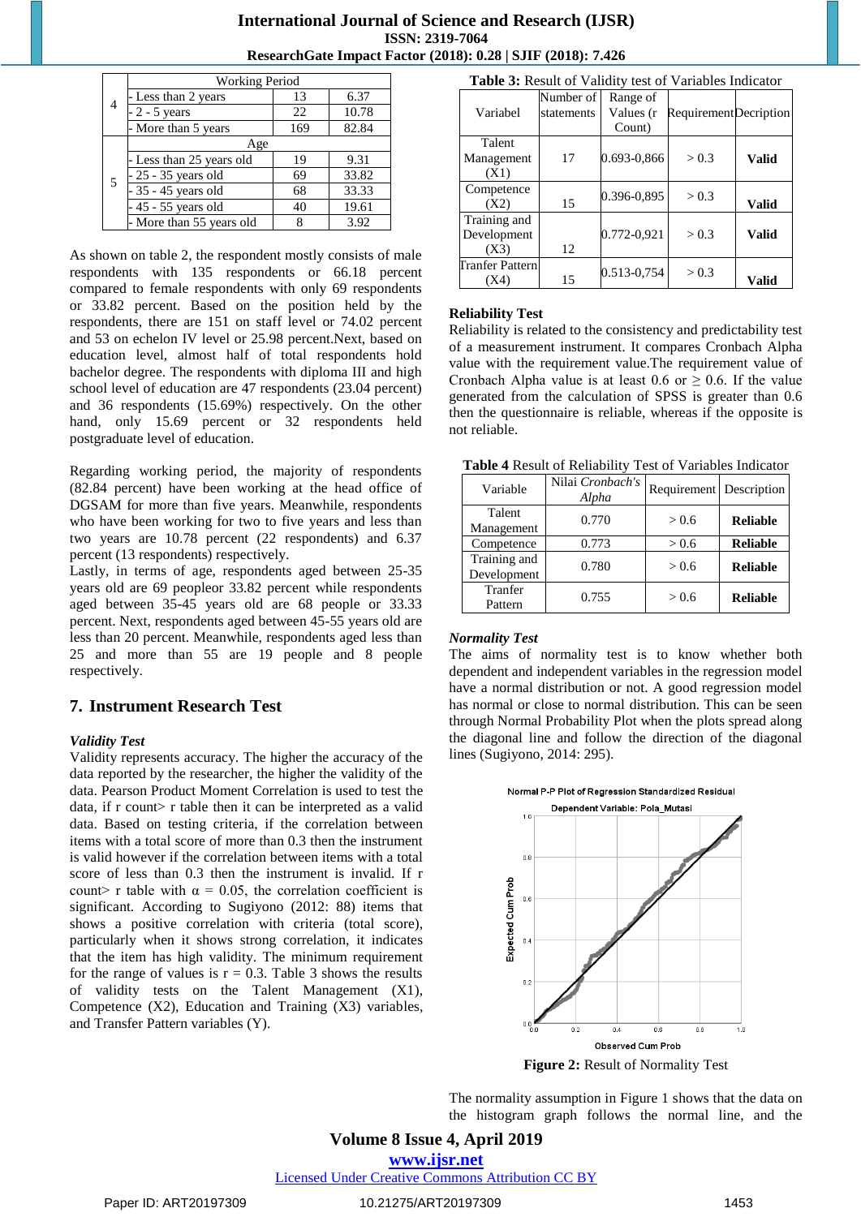| | | | |
|---|---|---|---|
| | Working Period | | |
| 4 | - Less than 2 years | 13 | 6.37 |
| | - 2 - 5 years | 22 | 10.78 |
| | - More than 5 years | 169 | 82.84 |
| | Age | | |
| 5 | - Less than 25 years old | 19 | 9.31 |
| | - 25 - 35 years old | 69 | 33.82 |
| | - 35 - 45 years old | 68 | 33.33 |
| | - 45 - 55 years old | 40 | 19.61 |
| | - More than 55 years old | 8 | 3.92 |

As shown on table 2, the respondent mostly consists of male respondents with 135 respondents or 66.18 percent compared to female respondents with only 69 respondents or 33.82 percent. Based on the position held by the respondents, there are 151 on staff level or 74.02 percent and 53 on echelon IV level or 25.98 percent.Next, based on education level, almost half of total respondents hold bachelor degree. The respondents with diploma III and high school level of education are 47 respondents (23.04 percent) and 36 respondents (15.69%) respectively. On the other hand, only 15.69 percent or 32 respondents held postgraduate level of education.

Regarding working period, the majority of respondents (82.84 percent) have been working at the head office of DGSAM for more than five years. Meanwhile, respondents who have been working for two to five years and less than two years are 10.78 percent (22 respondents) and 6.37 percent (13 respondents) respectively.
Lastly, in terms of age, respondents aged between 25-35 years old are 69 peopleor 33.82 percent while respondents aged between 35-45 years old are 68 people or 33.33 percent. Next, respondents aged between 45-55 years old are less than 20 percent. Meanwhile, respondents aged less than 25 and more than 55 are 19 people and 8 people respectively.

## 7. Instrument Research Test

***Validity Test***

Validity represents accuracy. The higher the accuracy of the data reported by the researcher, the higher the validity of the data. Pearson Product Moment Correlation is used to test the data, if r count> r table then it can be interpreted as a valid data. Based on testing criteria, if the correlation between items with a total score of more than 0.3 then the instrument is valid however if the correlation between items with a total score of less than 0.3 then the instrument is invalid. If r count> r table with α = 0.05, the correlation coefficient is significant. According to Sugiyono (2012: 88) items that shows a positive correlation with criteria (total score), particularly when it shows strong correlation, it indicates that the item has high validity. The minimum requirement for the range of values is r = 0.3. Table 3 shows the results of validity tests on the Talent Management (X1), Competence (X2), Education and Training (X3) variables, and Transfer Pattern variables (Y).

**Table 3:** Result of Validity test of Variables Indicator

| Variabel | Number of statements | Range of Values (r Count) | Requirement | Decription |
|---|---|---|---|---|
| Talent Management (X1) | 17 | 0.693-0,866 | > 0.3 | **Valid** |
| Competence (X2) | 15 | 0.396-0,895 | > 0.3 | **Valid** |
| Training and Development (X3) | 12 | 0.772-0,921 | > 0.3 | **Valid** |
| Tranfer Pattern (X4) | 15 | 0.513-0,754 | > 0.3 | **Valid** |

**Reliability Test**

Reliability is related to the consistency and predictability test of a measurement instrument. It compares Cronbach Alpha value with the requirement value.The requirement value of Cronbach Alpha value is at least 0.6 or ≥ 0.6. If the value generated from the calculation of SPSS is greater than 0.6 then the questionnaire is reliable, whereas if the opposite is not reliable.

**Table 4** Result of Reliability Test of Variables Indicator

| Variable | Nilai *Cronbach's Alpha* | Requirement | Description |
|---|---|---|---|
| Talent Management | 0.770 | > 0.6 | **Reliable** |
| Competence | 0.773 | > 0.6 | **Reliable** |
| Training and Development | 0.780 | > 0.6 | **Reliable** |
| Tranfer Pattern | 0.755 | > 0.6 | **Reliable** |

***Normality Test***

The aims of normality test is to know whether both dependent and independent variables in the regression model have a normal distribution or not. A good regression model has normal or close to normal distribution. This can be seen through Normal Probability Plot when the plots spread along the diagonal line and follow the direction of the diagonal lines (Sugiyono, 2014: 295).

**Figure 2:** Result of Normality Test

The normality assumption in Figure 1 shows that the data on the histogram graph follows the normal line, and the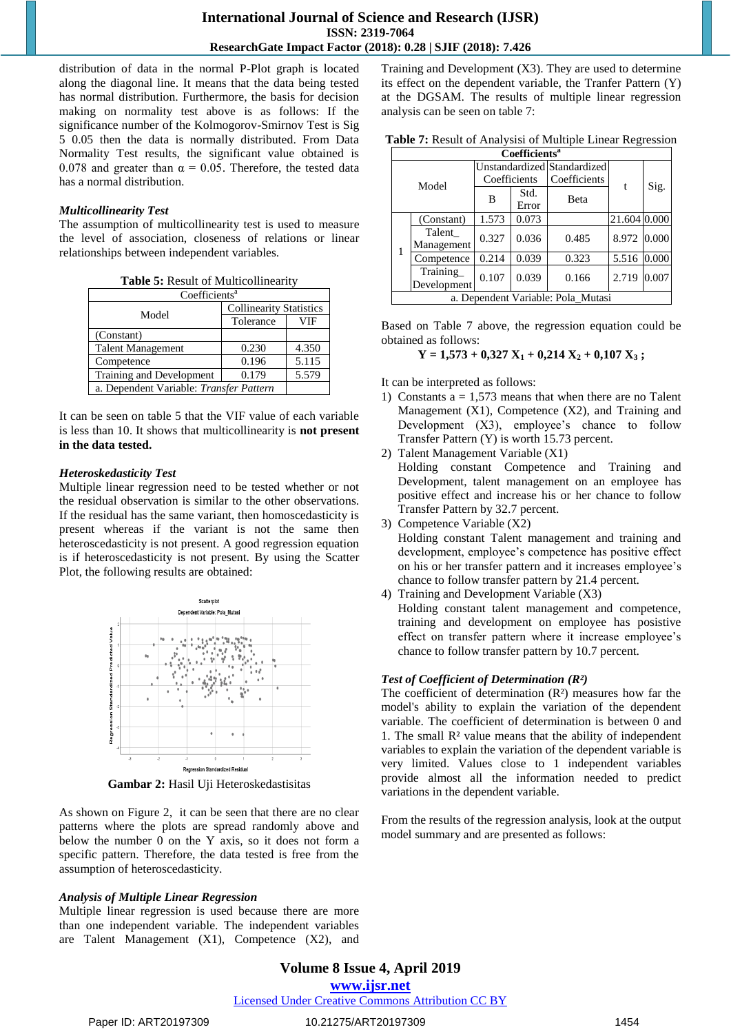distribution of data in the normal P-Plot graph is located along the diagonal line. It means that the data being tested has normal distribution. Furthermore, the basis for decision making on normality test above is as follows: If the significance number of the Kolmogorov-Smirnov Test is Sig 5 0.05 then the data is normally distributed. From Data Normality Test results, the significant value obtained is 0.078 and greater than α = 0.05. Therefore, the tested data has a normal distribution.

### *Multicollinearity Test*

The assumption of multicollinearity test is used to measure the level of association, closeness of relations or linear relationships between independent variables.

**Table 5:** Result of Multicollinearity

| Coefficients[a] | | |
|---|---|---|
| Model | Collinearity Statistics | |
| | Tolerance | VIF |
| (Constant) | | |
| Talent Management | 0.230 | 4.350 |
| Competence | 0.196 | 5.115 |
| Training and Development | 0.179 | 5.579 |
| a. Dependent Variable: *Transfer Pattern* | | |

It can be seen on table 5 that the VIF value of each variable is less than 10. It shows that multicollinearity is **not present in the data tested.**

### *Heteroskedasticity Test*

Multiple linear regression need to be tested whether or not the residual observation is similar to the other observations. If the residual has the same variant, then homoscedasticity is present whereas if the variant is not the same then heteroscedasticity is present. A good regression equation is if heteroscedasticity is not present. By using the Scatter Plot, the following results are obtained:

**Gambar 2:** Hasil Uji Heteroskedastisitas

As shown on Figure 2, it can be seen that there are no clear patterns where the plots are spread randomly above and below the number 0 on the Y axis, so it does not form a specific pattern. Therefore, the data tested is free from the assumption of heteroscedasticity.

### *Analysis of Multiple Linear Regression*

Multiple linear regression is used because there are more than one independent variable. The independent variables are Talent Management (X1), Competence (X2), and Training and Development (X3). They are used to determine its effect on the dependent variable, the Tranfer Pattern (Y) at the DGSAM. The results of multiple linear regression analysis can be seen on table 7:

**Table 7:** Result of Analysisi of Multiple Linear Regression

| Coefficients[a] | | | | | | |
|---|---|---|---|---|---|---|
| Model | | Unstandardized Coefficients | | Standardized Coefficients | t | Sig. |
| | | B | Std. Error | Beta | | |
| 1 | (Constant) | 1.573 | 0.073 | | 21.604 | 0.000 |
| | Talent_ Management | 0.327 | 0.036 | 0.485 | 8.972 | 0.000 |
| | Competence | 0.214 | 0.039 | 0.323 | 5.516 | 0.000 |
| | Training_ Development | 0.107 | 0.039 | 0.166 | 2.719 | 0.007 |
| a. Dependent Variable: Pola_Mutasi | | | | | | |

Based on Table 7 above, the regression equation could be obtained as follows:

$$\mathbf{Y = 1{,}573 + 0{,}327\ X_1 + 0{,}214\ X_2 + 0{,}107\ X_3\ ;}$$

It can be interpreted as follows:

1) Constants a = 1,573 means that when there are no Talent Management (X1), Competence (X2), and Training and Development (X3), employee's chance to follow Transfer Pattern (Y) is worth 15.73 percent.
2) Talent Management Variable (X1)
   Holding constant Competence and Training and Development, talent management on an employee has positive effect and increase his or her chance to follow Transfer Pattern by 32.7 percent.
3) Competence Variable (X2)
   Holding constant Talent management and training and development, employee's competence has positive effect on his or her transfer pattern and it increases employee's chance to follow transfer pattern by 21.4 percent.
4) Training and Development Variable (X3)
   Holding constant talent management and competence, training and development on employee has positive effect on transfer pattern where it increase employee's chance to follow transfer pattern by 10.7 percent.

### *Test of Coefficient of Determination ($R^2$)*

The coefficient of determination ($R^2$) measures how far the model's ability to explain the variation of the dependent variable. The coefficient of determination is between 0 and 1. The small $R^2$ value means that the ability of independent variables to explain the variation of the dependent variable is very limited. Values close to 1 independent variables provide almost all the information needed to predict variations in the dependent variable.

From the results of the regression analysis, look at the output model summary and are presented as follows: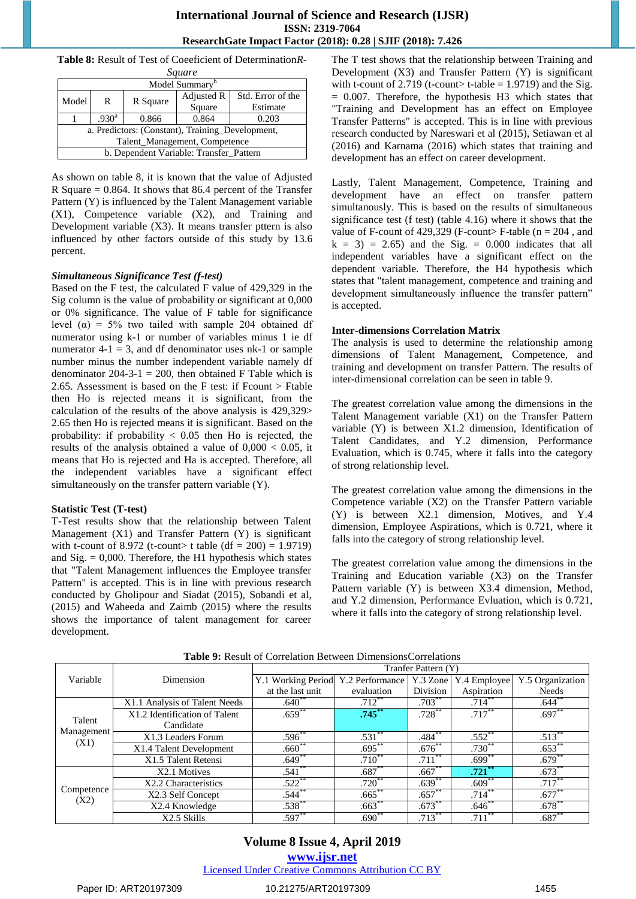**Table 8:** Result of Test of Coeeficient of Determination*R-Square*

| Model Summary[b] | | | | |
|---|---|---|---|---|
| Model | R | R Square | Adjusted R Square | Std. Error of the Estimate |
| 1 | .930[a] | 0.866 | 0.864 | 0.203 |
| a. Predictors: (Constant), Training_Development, Talent_Management, Competence | | | | |
| b. Dependent Variable: Transfer_Pattern | | | | |

As shown on table 8, it is known that the value of Adjusted R Square = 0.864. It shows that 86.4 percent of the Transfer Pattern (Y) is influenced by the Talent Management variable (X1), Competence variable (X2), and Training and Development variable (X3). It means transfer pttern is also influenced by other factors outside of this study by 13.6 percent.

***Simultaneous Significance Test (f-test)***

Based on the F test, the calculated F value of 429,329 in the Sig column is the value of probability or significant at 0,000 or 0% significance. The value of F table for significance level (α) = 5% two tailed with sample 204 obtained df numerator using k-1 or number of variables minus 1 ie df numerator 4-1 = 3, and df denominator uses nk-1 or sample number minus the number independent variable namely df denominator 204-3-1 = 200, then obtained F Table which is 2.65. Assessment is based on the F test: if Fcount > Ftable then Ho is rejected means it is significant, from the calculation of the results of the above analysis is 429,329> 2.65 then Ho is rejected means it is significant. Based on the probability: if probability < 0.05 then Ho is rejected, the results of the analysis obtained a value of 0,000 < 0.05, it means that Ho is rejected and Ha is accepted. Therefore, all the independent variables have a significant effect simultaneously on the transfer pattern variable (Y).

**Statistic Test (T-test)**

T-Test results show that the relationship between Talent Management (X1) and Transfer Pattern (Y) is significant with t-count of 8.972 (t-count> t table (df = 200) = 1.9719) and Sig. = 0,000. Therefore, the H1 hypothesis which states that "Talent Management influences the Employee transfer Pattern" is accepted. This is in line with previous research conducted by Gholipour and Siadat (2015), Sobandi et al, (2015) and Waheeda and Zaimb (2015) where the results shows the importance of talent management for career development.

The T test shows that the relationship between Training and Development (X3) and Transfer Pattern (Y) is significant with t-count of 2.719 (t-count> t-table = 1.9719) and the Sig. = 0.007. Therefore, the hypothesis H3 which states that "Training and Development has an effect on Employee Transfer Patterns" is accepted. This is in line with previous research conducted by Nareswari et al (2015), Setiawan et al (2016) and Karnama (2016) which states that training and development has an effect on career development.

Lastly, Talent Management, Competence, Training and development have an effect on transfer pattern simultanously. This is based on the results of simultaneous significance test (f test) (table 4.16) where it shows that the value of F-count of 429,329 (F-count> F-table (n = 204 , and k = 3) = 2.65) and the Sig. = 0.000 indicates that all independent variables have a significant effect on the dependent variable. Therefore, the H4 hypothesis which states that "talent management, competence and training and development simultaneously influence the transfer pattern" is accepted.

**Inter-dimensions Correlation Matrix**

The analysis is used to determine the relationship among dimensions of Talent Management, Competence, and training and development on transfer Pattern. The results of inter-dimensional correlation can be seen in table 9.

The greatest correlation value among the dimensions in the Talent Management variable (X1) on the Transfer Pattern variable (Y) is between X1.2 dimension, Identification of Talent Candidates, and Y.2 dimension, Performance Evaluation, which is 0.745, where it falls into the category of strong relationship level.

The greatest correlation value among the dimensions in the Competence variable (X2) on the Transfer Pattern variable (Y) is between X2.1 dimension, Motives, and Y.4 dimension, Employee Aspirations, which is 0.721, where it falls into the category of strong relationship level.

The greatest correlation value among the dimensions in the Training and Education variable (X3) on the Transfer Pattern variable (Y) is between X3.4 dimension, Method, and Y.2 dimension, Performance Evluation, which is 0.721, where it falls into the category of strong relationship level.

**Table 9:** Result of Correlation Between DimensionsCorrelations

| Variable | Dimension | Tranfer Pattern (Y) | | | | |
|---|---|---|---|---|---|---|
| | | Y.1 Working Period at the last unit | Y.2 Performance evaluation | Y.3 Zone Division | Y.4 Employee Aspiration | Y.5 Organization Needs |
| Talent Management (X1) | X1.1 Analysis of Talent Needs | .640** | .712** | .703** | .714** | .644** |
| | X1.2 Identification of Talent Candidate | .659** | **.745**** | .728** | .717** | .697** |
| | X1.3 Leaders Forum | .596** | .531** | .484** | .552** | .513** |
| | X1.4 Talent Development | .660** | .695** | .676** | .730** | .653** |
| | X1.5 Talent Retensi | .649** | .710** | .711** | .699** | .679** |
| Competence (X2) | X2.1 Motives | .541** | .687** | .667** | **.721**** | .673** |
| | X2.2 Characteristics | .522** | .720** | .639** | .609** | .717** |
| | X2.3 Self Concept | .544** | .665** | .657** | .714** | .677** |
| | X2.4 Knowledge | .538** | .663** | .673** | .646** | .678** |
| | X2.5 Skills | .597** | .690** | .713** | .711** | .687** |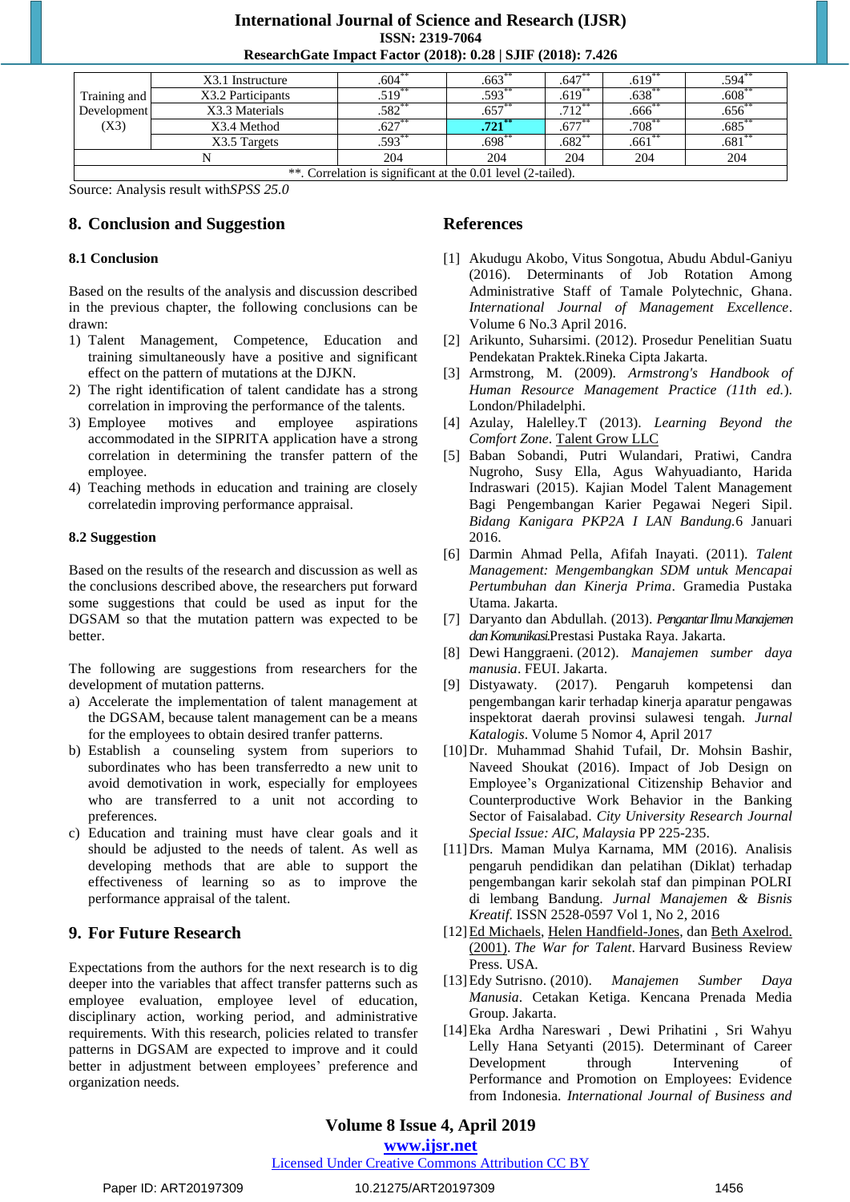| Training and Development (X3) | X3.1 Instructure | .604** | .663** | .647** | .619** | .594** |
|---|---|---|---|---|---|---|
| | X3.2 Participants | .519** | .593** | .619** | .638** | .608** |
| | X3.3 Materials | .582** | .657** | .712** | .666** | .656** |
| | X3.4 Method | .627** | **.721**** | .677** | .708** | .685** |
| | X3.5 Targets | .593** | .698** | .682** | .661** | .681** |
| N | | 204 | 204 | 204 | 204 | 204 |
| **. Correlation is significant at the 0.01 level (2-tailed). | | | | | | |

Source: Analysis result with*SPSS 25.0*

## 8. Conclusion and Suggestion

### 8.1 Conclusion

Based on the results of the analysis and discussion described in the previous chapter, the following conclusions can be drawn:

1) Talent Management, Competence, Education and training simultaneously have a positive and significant effect on the pattern of mutations at the DJKN.
2) The right identification of talent candidate has a strong correlation in improving the performance of the talents.
3) Employee motives and employee aspirations accommodated in the SIPRITA application have a strong correlation in determining the transfer pattern of the employee.
4) Teaching methods in education and training are closely correlatedin improving performance appraisal.

### 8.2 Suggestion

Based on the results of the research and discussion as well as the conclusions described above, the researchers put forward some suggestions that could be used as input for the DGSAM so that the mutation pattern was expected to be better.

The following are suggestions from researchers for the development of mutation patterns.

a) Accelerate the implementation of talent management at the DGSAM, because talent management can be a means for the employees to obtain desired tranfer patterns.
b) Establish a counseling system from superiors to subordinates who has been transferredto a new unit to avoid demotivation in work, especially for employees who are transferred to a unit not according to preferences.
c) Education and training must have clear goals and it should be adjusted to the needs of talent. As well as developing methods that are able to support the effectiveness of learning so as to improve the performance appraisal of the talent.

## 9. For Future Research

Expectations from the authors for the next research is to dig deeper into the variables that affect transfer patterns such as employee evaluation, employee level of education, disciplinary action, working period, and administrative requirements. With this research, policies related to transfer patterns in DGSAM are expected to improve and it could better in adjustment between employees' preference and organization needs.

## References

[1] Akudugu Akobo, Vitus Songotua, Abudu Abdul-Ganiyu (2016). Determinants of Job Rotation Among Administrative Staff of Tamale Polytechnic, Ghana. *International Journal of Management Excellence*. Volume 6 No.3 April 2016.

[2] Arikunto, Suharsimi. (2012). Prosedur Penelitian Suatu Pendekatan Praktek.Rineka Cipta Jakarta.

[3] Armstrong, M. (2009). *Armstrong's Handbook of Human Resource Management Practice (11th ed.)*. London/Philadelphi.

[4] Azulay, Halelley.T (2013). *Learning Beyond the Comfort Zone*. Talent Grow LLC

[5] Baban Sobandi, Putri Wulandari, Pratiwi, Candra Nugroho, Susy Ella, Agus Wahyuadianto, Harida Indraswari (2015). Kajian Model Talent Management Bagi Pengembangan Karier Pegawai Negeri Sipil. *Bidang Kanigara PKP2A I LAN Bandung.*6 Januari 2016.

[6] Darmin Ahmad Pella, Afifah Inayati. (2011). *Talent Management: Mengembangkan SDM untuk Mencapai Pertumbuhan dan Kinerja Prima*. Gramedia Pustaka Utama. Jakarta.

[7] Daryanto dan Abdullah. (2013). *Pengantar Ilmu Manajemen dan Komunikasi*.Prestasi Pustaka Raya. Jakarta.

[8] Dewi Hanggraeni. (2012). *Manajemen sumber daya manusia*. FEUI. Jakarta.

[9] Distyawaty. (2017). Pengaruh kompetensi dan pengembangan karir terhadap kinerja aparatur pengawas inspektorat daerah provinsi sulawesi tengah. *Jurnal Katalogis*. Volume 5 Nomor 4, April 2017

[10] Dr. Muhammad Shahid Tufail, Dr. Mohsin Bashir, Naveed Shoukat (2016). Impact of Job Design on Employee's Organizational Citizenship Behavior and Counterproductive Work Behavior in the Banking Sector of Faisalabad. *City University Research Journal Special Issue: AIC, Malaysia* PP 225-235.

[11] Drs. Maman Mulya Karnama, MM (2016). Analisis pengaruh pendidikan dan pelatihan (Diklat) terhadap pengembangan karir sekolah staf dan pimpinan POLRI di lembang Bandung. *Jurnal Manajemen & Bisnis Kreatif*. ISSN 2528-0597 Vol 1, No 2, 2016

[12] Ed Michaels, Helen Handfield-Jones, dan Beth Axelrod. (2001). *The War for Talent*. Harvard Business Review Press. USA.

[13] Edy Sutrisno. (2010). *Manajemen Sumber Daya Manusia*. Cetakan Ketiga. Kencana Prenada Media Group. Jakarta.

[14] Eka Ardha Nareswari , Dewi Prihatini , Sri Wahyu Lelly Hana Setyanti (2015). Determinant of Career Development through Intervening of Performance and Promotion on Employees: Evidence from Indonesia. *International Journal of Business and*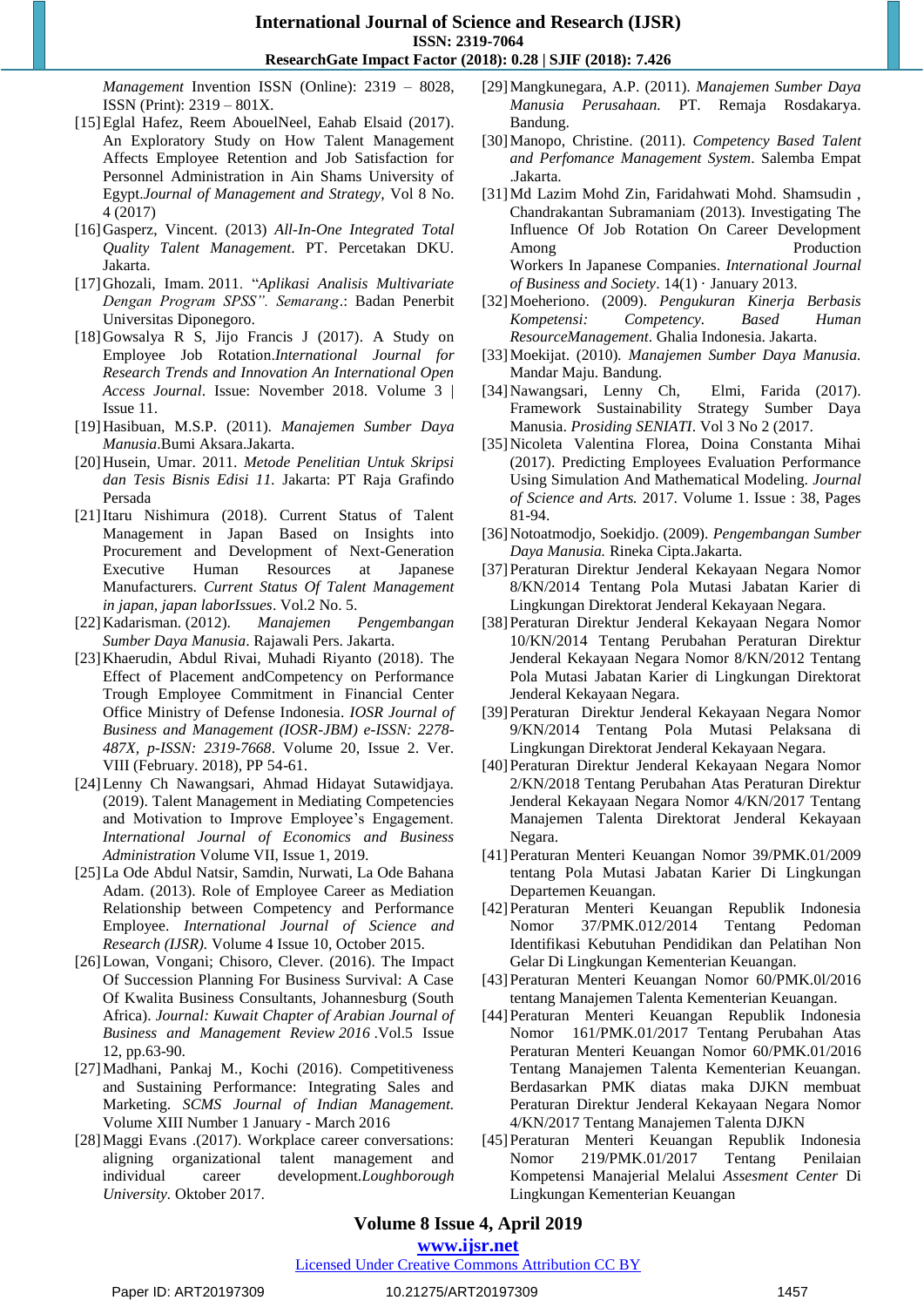*Management* Invention ISSN (Online): 2319 – 8028, ISSN (Print): 2319 – 801X.

[15] Eglal Hafez, Reem AbouelNeel, Eahab Elsaid (2017). An Exploratory Study on How Talent Management Affects Employee Retention and Job Satisfaction for Personnel Administration in Ain Shams University of Egypt.*Journal of Management and Strategy*, Vol 8 No. 4 (2017)

[16] Gasperz, Vincent. (2013) *All-In-One Integrated Total Quality Talent Management*. PT. Percetakan DKU. Jakarta.

[17] Ghozali, Imam. 2011. "*Aplikasi Analisis Multivariate Dengan Program SPSS". Semarang*.: Badan Penerbit Universitas Diponegoro.

[18] Gowsalya R S, Jijo Francis J (2017). A Study on Employee Job Rotation.*International Journal for Research Trends and Innovation An International Open Access Journal*. Issue: November 2018. Volume 3 | Issue 11.

[19] Hasibuan, M.S.P. (2011). *Manajemen Sumber Daya Manusia*.Bumi Aksara.Jakarta.

[20] Husein, Umar. 2011. *Metode Penelitian Untuk Skripsi dan Tesis Bisnis Edisi 11.* Jakarta: PT Raja Grafindo Persada

[21] Itaru Nishimura (2018). Current Status of Talent Management in Japan Based on Insights into Procurement and Development of Next-Generation Executive Human Resources at Japanese Manufacturers. *Current Status Of Talent Management in japan, japan laborIssues*. Vol.2 No. 5.

[22] Kadarisman. (2012). *Manajemen Pengembangan Sumber Daya Manusia*. Rajawali Pers. Jakarta.

[23] Khaerudin, Abdul Rivai, Muhadi Riyanto (2018). The Effect of Placement andCompetency on Performance Trough Employee Commitment in Financial Center Office Ministry of Defense Indonesia. *IOSR Journal of Business and Management (IOSR-JBM) e-ISSN: 2278-487X, p-ISSN: 2319-7668*. Volume 20, Issue 2. Ver. VIII (February. 2018), PP 54-61.

[24] Lenny Ch Nawangsari, Ahmad Hidayat Sutawidjaya. (2019). Talent Management in Mediating Competencies and Motivation to Improve Employee's Engagement. *International Journal of Economics and Business Administration* Volume VII, Issue 1, 2019.

[25] La Ode Abdul Natsir, Samdin, Nurwati, La Ode Bahana Adam. (2013). Role of Employee Career as Mediation Relationship between Competency and Performance Employee. *International Journal of Science and Research (IJSR)*. Volume 4 Issue 10, October 2015.

[26] Lowan, Vongani; Chisoro, Clever. (2016). The Impact Of Succession Planning For Business Survival: A Case Of Kwalita Business Consultants, Johannesburg (South Africa). *Journal: Kuwait Chapter of Arabian Journal of Business and Management Review 2016* .Vol.5 Issue 12, pp.63-90.

[27] Madhani, Pankaj M., Kochi (2016). Competitiveness and Sustaining Performance: Integrating Sales and Marketing. *SCMS Journal of Indian Management.* Volume XIII Number 1 January - March 2016

[28] Maggi Evans .(2017). Workplace career conversations: aligning organizational talent management and individual career development.*Loughborough University.* Oktober 2017.

[29] Mangkunegara, A.P. (2011). *Manajemen Sumber Daya Manusia Perusahaan.* PT. Remaja Rosdakarya. Bandung.

[30] Manopo, Christine. (2011). *Competency Based Talent and Perfomance Management System*. Salemba Empat .Jakarta.

[31] Md Lazim Mohd Zin, Faridahwati Mohd. Shamsudin , Chandrakantan Subramaniam (2013). Investigating The Influence Of Job Rotation On Career Development Among Production Workers In Japanese Companies. *International Journal of Business and Society*. 14(1) · January 2013.

[32] Moeheriono. (2009). *Pengukuran Kinerja Berbasis Kompetensi: Competency. Based Human ResourceManagement*. Ghalia Indonesia. Jakarta.

[33] Moekijat. (2010). *Manajemen Sumber Daya Manusia.* Mandar Maju. Bandung.

[34] Nawangsari, Lenny Ch, Elmi, Farida (2017). Framework Sustainability Strategy Sumber Daya Manusia. *Prosiding SENIATI*. Vol 3 No 2 (2017.

[35] Nicoleta Valentina Florea, Doina Constanta Mihai (2017). Predicting Employees Evaluation Performance Using Simulation And Mathematical Modeling. *Journal of Science and Arts.* 2017. Volume 1. Issue : 38, Pages 81-94.

[36] Notoatmodjo, Soekidjo. (2009). *Pengembangan Sumber Daya Manusia.* Rineka Cipta.Jakarta.

[37] Peraturan Direktur Jenderal Kekayaan Negara Nomor 8/KN/2014 Tentang Pola Mutasi Jabatan Karier di Lingkungan Direktorat Jenderal Kekayaan Negara.

[38] Peraturan Direktur Jenderal Kekayaan Negara Nomor 10/KN/2014 Tentang Perubahan Peraturan Direktur Jenderal Kekayaan Negara Nomor 8/KN/2012 Tentang Pola Mutasi Jabatan Karier di Lingkungan Direktorat Jenderal Kekayaan Negara.

[39] Peraturan Direktur Jenderal Kekayaan Negara Nomor 9/KN/2014 Tentang Pola Mutasi Pelaksana di Lingkungan Direktorat Jenderal Kekayaan Negara.

[40] Peraturan Direktur Jenderal Kekayaan Negara Nomor 2/KN/2018 Tentang Perubahan Atas Peraturan Direktur Jenderal Kekayaan Negara Nomor 4/KN/2017 Tentang Manajemen Talenta Direktorat Jenderal Kekayaan Negara.

[41] Peraturan Menteri Keuangan Nomor 39/PMK.01/2009 tentang Pola Mutasi Jabatan Karier Di Lingkungan Departemen Keuangan.

[42] Peraturan Menteri Keuangan Republik Indonesia Nomor 37/PMK.012/2014 Tentang Pedoman Identifikasi Kebutuhan Pendidikan dan Pelatihan Non Gelar Di Lingkungan Kementerian Keuangan.

[43] Peraturan Menteri Keuangan Nomor 60/PMK.0l/2016 tentang Manajemen Talenta Kementerian Keuangan.

[44] Peraturan Menteri Keuangan Republik Indonesia Nomor 161/PMK.01/2017 Tentang Perubahan Atas Peraturan Menteri Keuangan Nomor 60/PMK.01/2016 Tentang Manajemen Talenta Kementerian Keuangan. Berdasarkan PMK diatas maka DJKN membuat Peraturan Direktur Jenderal Kekayaan Negara Nomor 4/KN/2017 Tentang Manajemen Talenta DJKN

[45] Peraturan Menteri Keuangan Republik Indonesia Nomor 219/PMK.01/2017 Tentang Penilaian Kompetensi Manajerial Melalui *Assesment Center* Di Lingkungan Kementerian Keuangan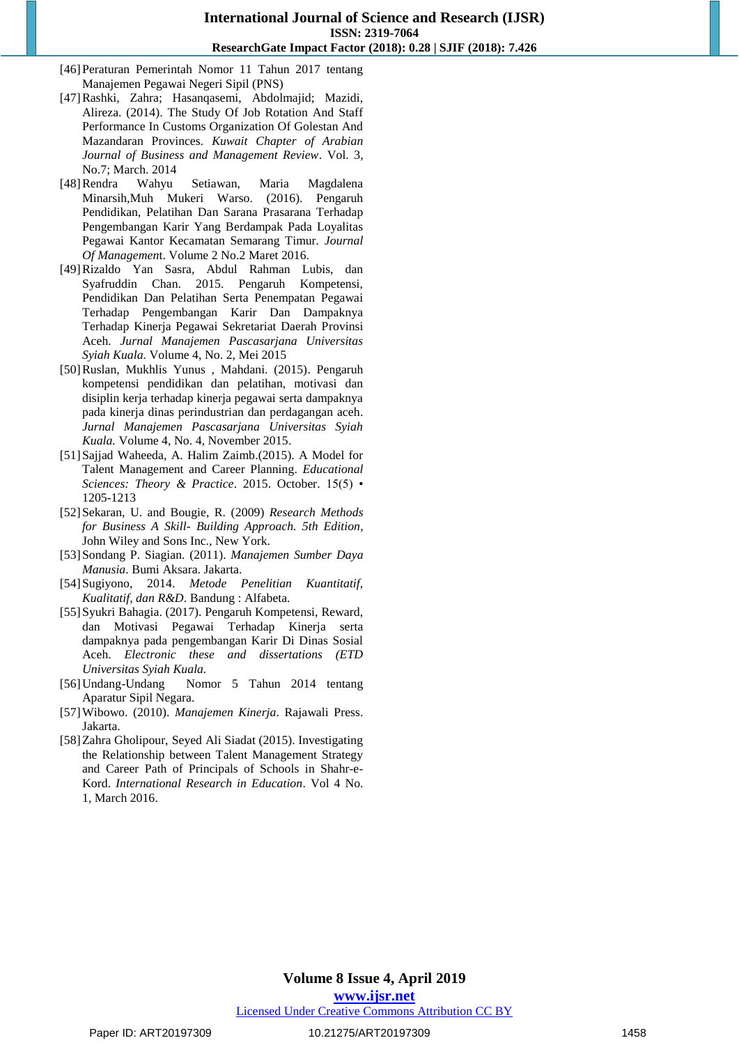[46] Peraturan Pemerintah Nomor 11 Tahun 2017 tentang Manajemen Pegawai Negeri Sipil (PNS)

[47] Rashki, Zahra; Hasanqasemi, Abdolmajid; Mazidi, Alireza. (2014). The Study Of Job Rotation And Staff Performance In Customs Organization Of Golestan And Mazandaran Provinces. *Kuwait Chapter of Arabian Journal of Business and Management Review*. Vol. 3, No.7; March. 2014

[48] Rendra Wahyu Setiawan, Maria Magdalena Minarsih,Muh Mukeri Warso. (2016). Pengaruh Pendidikan, Pelatihan Dan Sarana Prasarana Terhadap Pengembangan Karir Yang Berdampak Pada Loyalitas Pegawai Kantor Kecamatan Semarang Timur. *Journal Of Managemen*t. Volume 2 No.2 Maret 2016.

[49] Rizaldo Yan Sasra, Abdul Rahman Lubis, dan Syafruddin Chan. 2015. Pengaruh Kompetensi, Pendidikan Dan Pelatihan Serta Penempatan Pegawai Terhadap Pengembangan Karir Dan Dampaknya Terhadap Kinerja Pegawai Sekretariat Daerah Provinsi Aceh. *Jurnal Manajemen Pascasarjana Universitas Syiah Kuala.* Volume 4, No. 2, Mei 2015

[50] Ruslan, Mukhlis Yunus , Mahdani. (2015). Pengaruh kompetensi pendidikan dan pelatihan, motivasi dan disiplin kerja terhadap kinerja pegawai serta dampaknya pada kinerja dinas perindustrian dan perdagangan aceh. *Jurnal Manajemen Pascasarjana Universitas Syiah Kuala.* Volume 4, No. 4, November 2015.

[51] Sajjad Waheeda, A. Halim Zaimb.(2015). A Model for Talent Management and Career Planning. *Educational Sciences: Theory & Practice*. 2015. October. 15(5) • 1205-1213

[52] Sekaran, U. and Bougie, R. (2009) *Research Methods for Business A Skill- Building Approach. 5th Edition*, John Wiley and Sons Inc., New York.

[53] Sondang P. Siagian. (2011). *Manajemen Sumber Daya Manusia*. Bumi Aksara. Jakarta.

[54] Sugiyono, 2014. *Metode Penelitian Kuantitatif, Kualitatif, dan R&D*. Bandung : Alfabeta.

[55] Syukri Bahagia. (2017). Pengaruh Kompetensi, Reward, dan Motivasi Pegawai Terhadap Kinerja serta dampaknya pada pengembangan Karir Di Dinas Sosial Aceh. *Electronic these and dissertations (ETD Universitas Syiah Kuala.*

[56] Undang-Undang Nomor 5 Tahun 2014 tentang Aparatur Sipil Negara.

[57] Wibowo. (2010). *Manajemen Kinerja*. Rajawali Press. Jakarta.

[58] Zahra Gholipour, Seyed Ali Siadat (2015). Investigating the Relationship between Talent Management Strategy and Career Path of Principals of Schools in Shahr-e-Kord. *International Research in Education*. Vol 4 No. 1, March 2016.